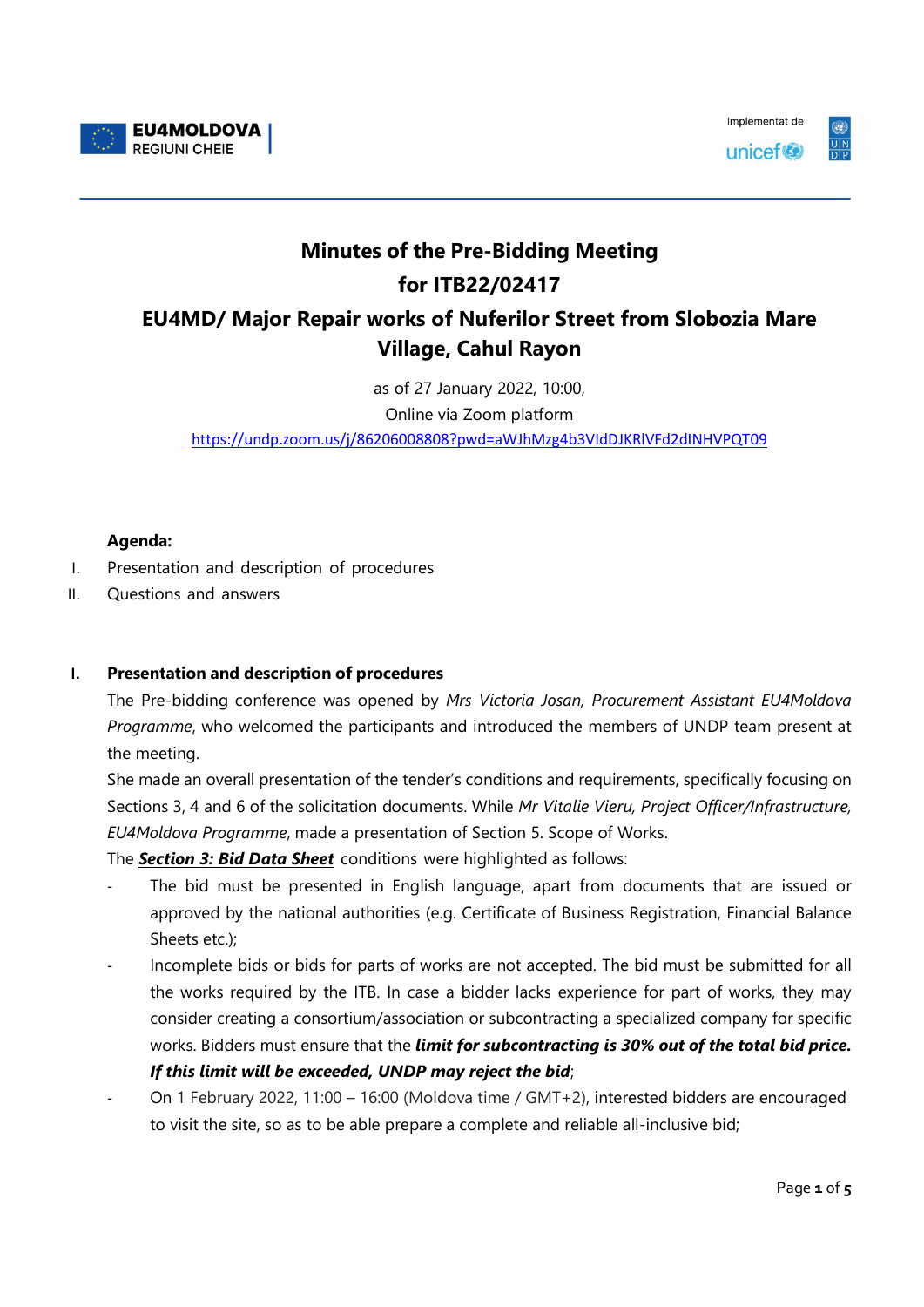EU4MOLDOVA REGIUNI CHEIE

Implementat de unicef UNDP

# Minutes of the Pre-Bidding Meeting for ITB22/02417 EU4MD/ Major Repair works of Nuferilor Street from Slobozia Mare Village, Cahul Rayon

as of 27 January 2022, 10:00,
Online via Zoom platform
https://undp.zoom.us/j/86206008808?pwd=aWJhMzg4b3VIdDJKRlVFd2dINHVPQT09

**Agenda:**

I. Presentation and description of procedures
II. Questions and answers

## I. Presentation and description of procedures

The Pre-bidding conference was opened by *Mrs Victoria Josan, Procurement Assistant EU4Moldova Programme*, who welcomed the participants and introduced the members of UNDP team present at the meeting.

She made an overall presentation of the tender's conditions and requirements, specifically focusing on Sections 3, 4 and 6 of the solicitation documents. While *Mr Vitalie Vieru, Project Officer/Infrastructure, EU4Moldova Programme*, made a presentation of Section 5. Scope of Works.

The ***Section 3: Bid Data Sheet*** conditions were highlighted as follows:

- The bid must be presented in English language, apart from documents that are issued or approved by the national authorities (e.g. Certificate of Business Registration, Financial Balance Sheets etc.);
- Incomplete bids or bids for parts of works are not accepted. The bid must be submitted for all the works required by the ITB. In case a bidder lacks experience for part of works, they may consider creating a consortium/association or subcontracting a specialized company for specific works. Bidders must ensure that the ***limit for subcontracting is 30% out of the total bid price. If this limit will be exceeded, UNDP may reject the bid***;
- On 1 February 2022, 11:00 – 16:00 (Moldova time / GMT+2), interested bidders are encouraged to visit the site, so as to be able prepare a complete and reliable all-inclusive bid;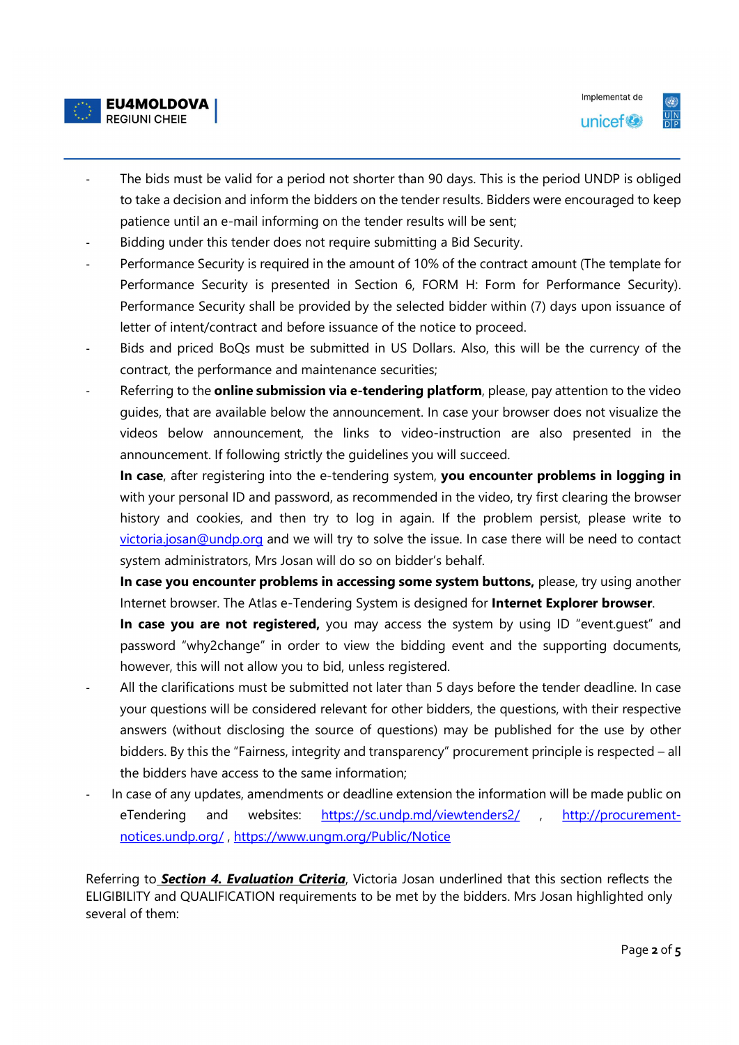- The bids must be valid for a period not shorter than 90 days. This is the period UNDP is obliged to take a decision and inform the bidders on the tender results. Bidders were encouraged to keep patience until an e-mail informing on the tender results will be sent;
- Bidding under this tender does not require submitting a Bid Security.
- Performance Security is required in the amount of 10% of the contract amount (The template for Performance Security is presented in Section 6, FORM H: Form for Performance Security). Performance Security shall be provided by the selected bidder within (7) days upon issuance of letter of intent/contract and before issuance of the notice to proceed.
- Bids and priced BoQs must be submitted in US Dollars. Also, this will be the currency of the contract, the performance and maintenance securities;
- Referring to the **online submission via e-tendering platform**, please, pay attention to the video guides, that are available below the announcement. In case your browser does not visualize the videos below announcement, the links to video-instruction are also presented in the announcement. If following strictly the guidelines you will succeed.

  **In case**, after registering into the e-tendering system, **you encounter problems in logging in** with your personal ID and password, as recommended in the video, try first clearing the browser history and cookies, and then try to log in again. If the problem persist, please write to victoria.josan@undp.org and we will try to solve the issue. In case there will be need to contact system administrators, Mrs Josan will do so on bidder's behalf.

  **In case you encounter problems in accessing some system buttons,** please, try using another Internet browser. The Atlas e-Tendering System is designed for **Internet Explorer browser**.

  **In case you are not registered,** you may access the system by using ID "event.guest" and password "why2change" in order to view the bidding event and the supporting documents, however, this will not allow you to bid, unless registered.
- All the clarifications must be submitted not later than 5 days before the tender deadline. In case your questions will be considered relevant for other bidders, the questions, with their respective answers (without disclosing the source of questions) may be published for the use by other bidders. By this the "Fairness, integrity and transparency" procurement principle is respected – all the bidders have access to the same information;
- In case of any updates, amendments or deadline extension the information will be made public on eTendering and websites: https://sc.undp.md/viewtenders2/ , http://procurement-notices.undp.org/ , https://www.ungm.org/Public/Notice

Referring to ***Section 4. Evaluation Criteria***, Victoria Josan underlined that this section reflects the ELIGIBILITY and QUALIFICATION requirements to be met by the bidders. Mrs Josan highlighted only several of them: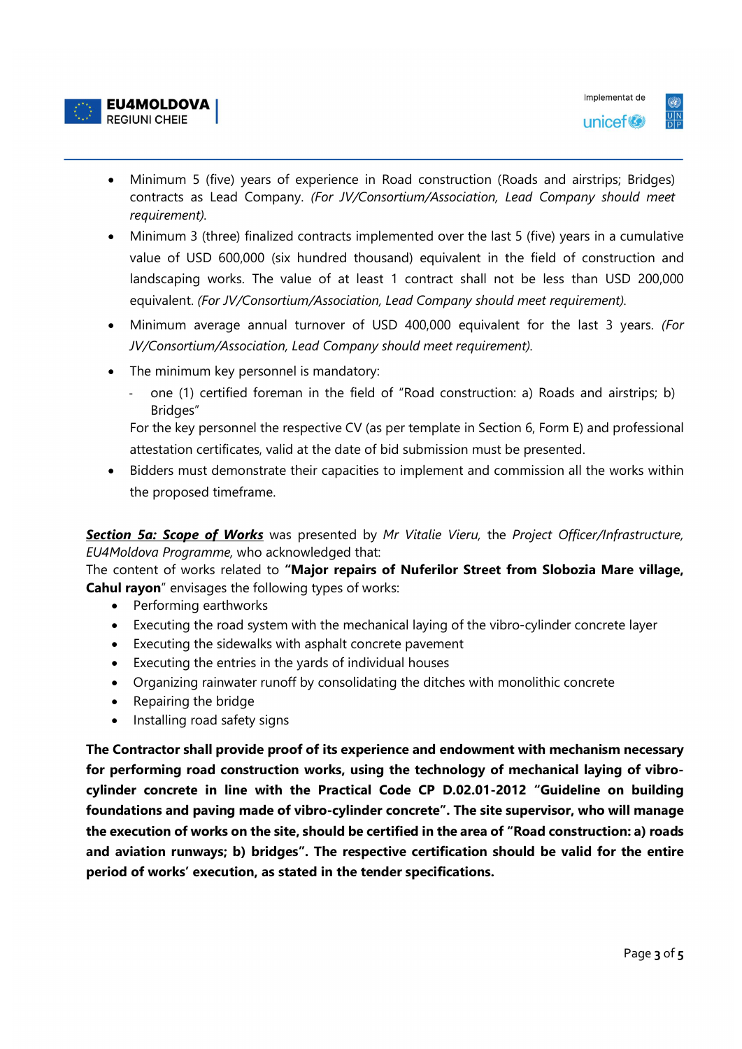- Minimum 5 (five) years of experience in Road construction (Roads and airstrips; Bridges) contracts as Lead Company. *(For JV/Consortium/Association, Lead Company should meet requirement).*
- Minimum 3 (three) finalized contracts implemented over the last 5 (five) years in a cumulative value of USD 600,000 (six hundred thousand) equivalent in the field of construction and landscaping works. The value of at least 1 contract shall not be less than USD 200,000 equivalent. *(For JV/Consortium/Association, Lead Company should meet requirement).*
- Minimum average annual turnover of USD 400,000 equivalent for the last 3 years. *(For JV/Consortium/Association, Lead Company should meet requirement).*
- The minimum key personnel is mandatory:
  - one (1) certified foreman in the field of "Road construction: a) Roads and airstrips; b) Bridges"

  For the key personnel the respective CV (as per template in Section 6, Form E) and professional attestation certificates, valid at the date of bid submission must be presented.
- Bidders must demonstrate their capacities to implement and commission all the works within the proposed timeframe.

***Section 5a: Scope of Works*** was presented by *Mr Vitalie Vieru,* the *Project Officer/Infrastructure, EU4Moldova Programme,* who acknowledged that:
The content of works related to **"Major repairs of Nuferilor Street from Slobozia Mare village, Cahul rayon**" envisages the following types of works:

- Performing earthworks
- Executing the road system with the mechanical laying of the vibro-cylinder concrete layer
- Executing the sidewalks with asphalt concrete pavement
- Executing the entries in the yards of individual houses
- Organizing rainwater runoff by consolidating the ditches with monolithic concrete
- Repairing the bridge
- Installing road safety signs

**The Contractor shall provide proof of its experience and endowment with mechanism necessary for performing road construction works, using the technology of mechanical laying of vibro-cylinder concrete in line with the Practical Code CP D.02.01-2012 "Guideline on building foundations and paving made of vibro-cylinder concrete". The site supervisor, who will manage the execution of works on the site, should be certified in the area of "Road construction: a) roads and aviation runways; b) bridges". The respective certification should be valid for the entire period of works' execution, as stated in the tender specifications.**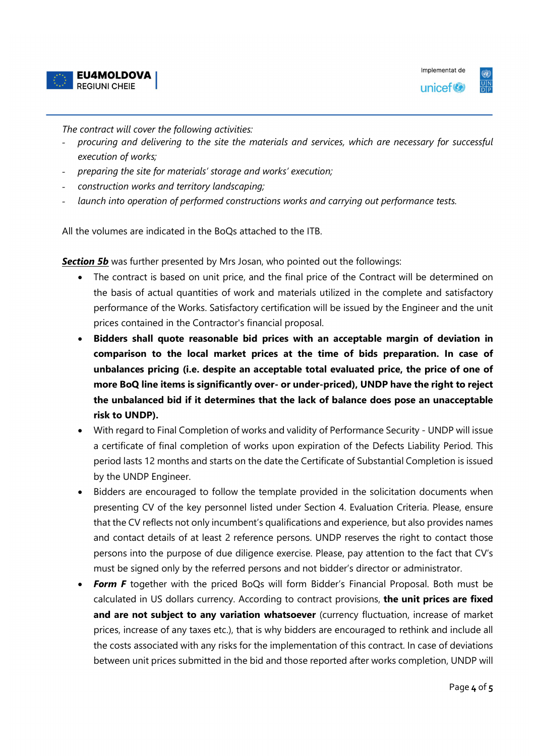*The contract will cover the following activities:*

- *procuring and delivering to the site the materials and services, which are necessary for successful execution of works;*
- *preparing the site for materials' storage and works' execution;*
- *construction works and territory landscaping;*
- *launch into operation of performed constructions works and carrying out performance tests.*

All the volumes are indicated in the BoQs attached to the ITB.

***Section 5b*** was further presented by Mrs Josan, who pointed out the followings:

- The contract is based on unit price, and the final price of the Contract will be determined on the basis of actual quantities of work and materials utilized in the complete and satisfactory performance of the Works. Satisfactory certification will be issued by the Engineer and the unit prices contained in the Contractor's financial proposal.
- **Bidders shall quote reasonable bid prices with an acceptable margin of deviation in comparison to the local market prices at the time of bids preparation. In case of unbalances pricing (i.e. despite an acceptable total evaluated price, the price of one of more BoQ line items is significantly over- or under-priced), UNDP have the right to reject the unbalanced bid if it determines that the lack of balance does pose an unacceptable risk to UNDP).**
- With regard to Final Completion of works and validity of Performance Security - UNDP will issue a certificate of final completion of works upon expiration of the Defects Liability Period. This period lasts 12 months and starts on the date the Certificate of Substantial Completion is issued by the UNDP Engineer.
- Bidders are encouraged to follow the template provided in the solicitation documents when presenting CV of the key personnel listed under Section 4. Evaluation Criteria. Please, ensure that the CV reflects not only incumbent's qualifications and experience, but also provides names and contact details of at least 2 reference persons. UNDP reserves the right to contact those persons into the purpose of due diligence exercise. Please, pay attention to the fact that CV's must be signed only by the referred persons and not bidder's director or administrator.
- ***Form F*** together with the priced BoQs will form Bidder's Financial Proposal. Both must be calculated in US dollars currency. According to contract provisions, **the unit prices are fixed and are not subject to any variation whatsoever** (currency fluctuation, increase of market prices, increase of any taxes etc.), that is why bidders are encouraged to rethink and include all the costs associated with any risks for the implementation of this contract. In case of deviations between unit prices submitted in the bid and those reported after works completion, UNDP will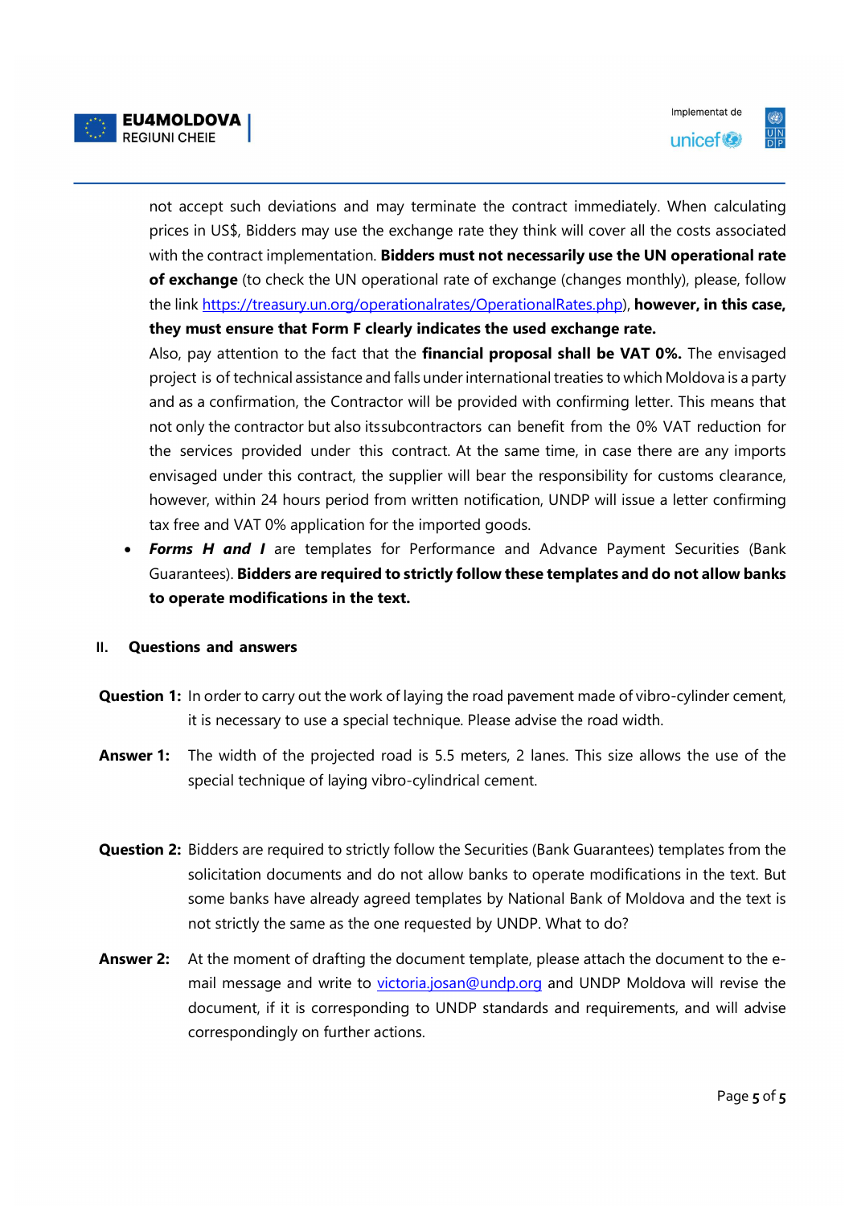not accept such deviations and may terminate the contract immediately. When calculating prices in US$, Bidders may use the exchange rate they think will cover all the costs associated with the contract implementation. **Bidders must not necessarily use the UN operational rate of exchange** (to check the UN operational rate of exchange (changes monthly), please, follow the link https://treasury.un.org/operationalrates/OperationalRates.php), **however, in this case, they must ensure that Form F clearly indicates the used exchange rate.**

Also, pay attention to the fact that the **financial proposal shall be VAT 0%.** The envisaged project is of technical assistance and falls under international treaties to which Moldova is a party and as a confirmation, the Contractor will be provided with confirming letter. This means that not only the contractor but also itssubcontractors can benefit from the 0% VAT reduction for the services provided under this contract. At the same time, in case there are any imports envisaged under this contract, the supplier will bear the responsibility for customs clearance, however, within 24 hours period from written notification, UNDP will issue a letter confirming tax free and VAT 0% application for the imported goods.

- ***Forms H and I*** are templates for Performance and Advance Payment Securities (Bank Guarantees). **Bidders are required to strictly follow these templates and do not allow banks to operate modifications in the text.**

## II. Questions and answers

**Question 1:** In order to carry out the work of laying the road pavement made of vibro-cylinder cement, it is necessary to use a special technique. Please advise the road width.

**Answer 1:** The width of the projected road is 5.5 meters, 2 lanes. This size allows the use of the special technique of laying vibro-cylindrical cement.

**Question 2:** Bidders are required to strictly follow the Securities (Bank Guarantees) templates from the solicitation documents and do not allow banks to operate modifications in the text. But some banks have already agreed templates by National Bank of Moldova and the text is not strictly the same as the one requested by UNDP. What to do?

**Answer 2:** At the moment of drafting the document template, please attach the document to the e-mail message and write to victoria.josan@undp.org and UNDP Moldova will revise the document, if it is corresponding to UNDP standards and requirements, and will advise correspondingly on further actions.